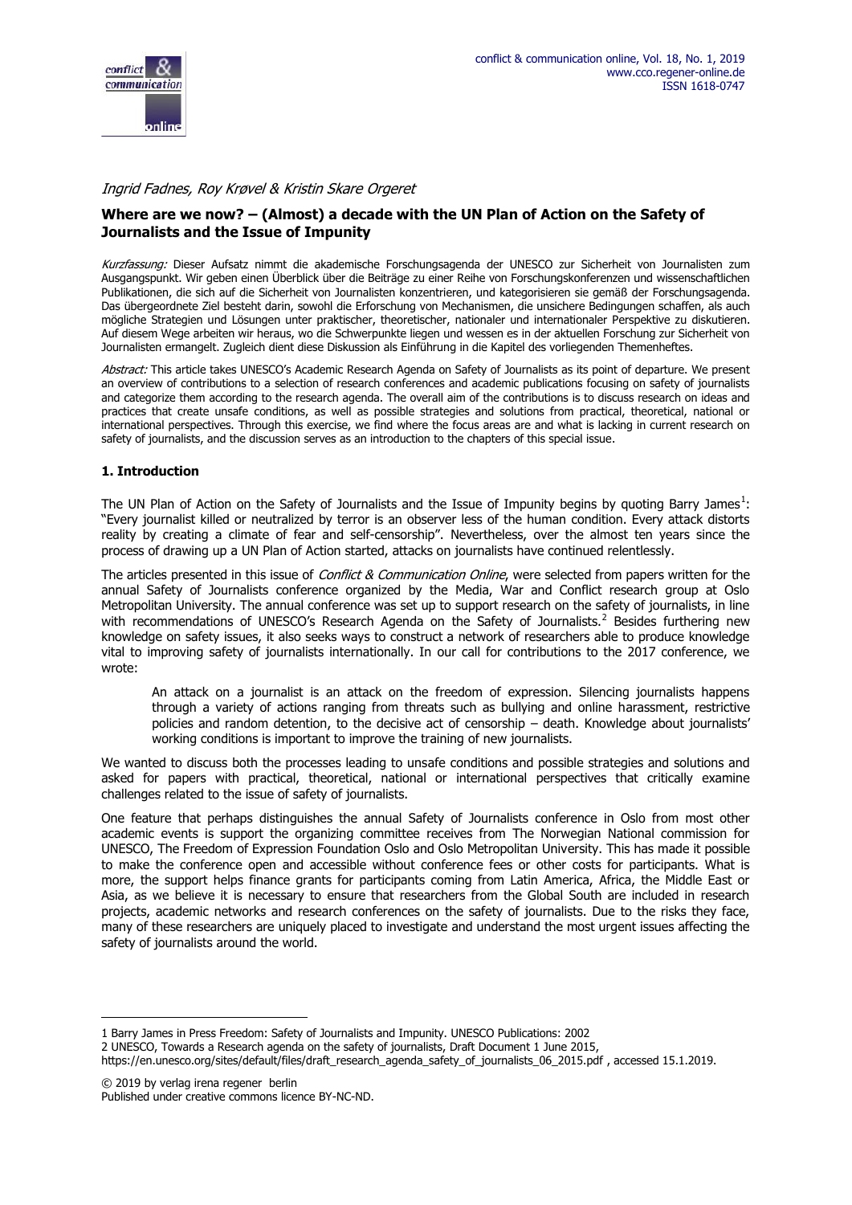*Ingrid Fadnes, Roy Krøvel & Kristin Skare Orgeret*

# Where are we now? – (Almost) a decade with the UN Plan of Action on the Safety of Journalists and the Issue of Impunity

*Kurzfassung:* Dieser Aufsatz nimmt die akademische Forschungsagenda der UNESCO zur Sicherheit von Journalisten zum Ausgangspunkt. Wir geben einen Überblick über die Beiträge zu einer Reihe von Forschungskonferenzen und wissenschaftlichen Publikationen, die sich auf die Sicherheit von Journalisten konzentrieren, und kategorisieren sie gemäß der Forschungsagenda. Das übergeordnete Ziel besteht darin, sowohl die Erforschung von Mechanismen, die unsichere Bedingungen schaffen, als auch mögliche Strategien und Lösungen unter praktischer, theoretischer, nationaler und internationaler Perspektive zu diskutieren. Auf diesem Wege arbeiten wir heraus, wo die Schwerpunkte liegen und wessen es in der aktuellen Forschung zur Sicherheit von Journalisten ermangelt. Zugleich dient diese Diskussion als Einführung in die Kapitel des vorliegenden Themenheftes.

*Abstract:* This article takes UNESCO's Academic Research Agenda on Safety of Journalists as its point of departure. We present an overview of contributions to a selection of research conferences and academic publications focusing on safety of journalists and categorize them according to the research agenda. The overall aim of the contributions is to discuss research on ideas and practices that create unsafe conditions, as well as possible strategies and solutions from practical, theoretical, national or international perspectives. Through this exercise, we find where the focus areas are and what is lacking in current research on safety of journalists, and the discussion serves as an introduction to the chapters of this special issue.

## 1. Introduction

The UN Plan of Action on the Safety of Journalists and the Issue of Impunity begins by quoting Barry James[1]: "Every journalist killed or neutralized by terror is an observer less of the human condition. Every attack distorts reality by creating a climate of fear and self-censorship". Nevertheless, over the almost ten years since the process of drawing up a UN Plan of Action started, attacks on journalists have continued relentlessly.

The articles presented in this issue of *Conflict & Communication Online*, were selected from papers written for the annual Safety of Journalists conference organized by the Media, War and Conflict research group at Oslo Metropolitan University. The annual conference was set up to support research on the safety of journalists, in line with recommendations of UNESCO's Research Agenda on the Safety of Journalists.[2] Besides furthering new knowledge on safety issues, it also seeks ways to construct a network of researchers able to produce knowledge vital to improving safety of journalists internationally. In our call for contributions to the 2017 conference, we wrote:

> An attack on a journalist is an attack on the freedom of expression. Silencing journalists happens through a variety of actions ranging from threats such as bullying and online harassment, restrictive policies and random detention, to the decisive act of censorship – death. Knowledge about journalists' working conditions is important to improve the training of new journalists.

We wanted to discuss both the processes leading to unsafe conditions and possible strategies and solutions and asked for papers with practical, theoretical, national or international perspectives that critically examine challenges related to the issue of safety of journalists.

One feature that perhaps distinguishes the annual Safety of Journalists conference in Oslo from most other academic events is support the organizing committee receives from The Norwegian National commission for UNESCO, The Freedom of Expression Foundation Oslo and Oslo Metropolitan University. This has made it possible to make the conference open and accessible without conference fees or other costs for participants. What is more, the support helps finance grants for participants coming from Latin America, Africa, the Middle East or Asia, as we believe it is necessary to ensure that researchers from the Global South are included in research projects, academic networks and research conferences on the safety of journalists. Due to the risks they face, many of these researchers are uniquely placed to investigate and understand the most urgent issues affecting the safety of journalists around the world.

---

1 Barry James in Press Freedom: Safety of Journalists and Impunity. UNESCO Publications: 2002

2 UNESCO, Towards a Research agenda on the safety of journalists, Draft Document 1 June 2015, https://en.unesco.org/sites/default/files/draft_research_agenda_safety_of_journalists_06_2015.pdf , accessed 15.1.2019.

© 2019 by verlag irena regener berlin
Published under creative commons licence BY-NC-ND.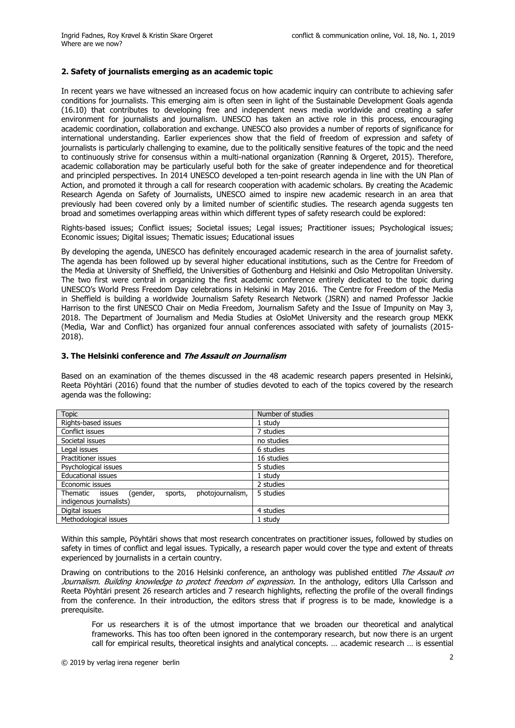## 2. Safety of journalists emerging as an academic topic

In recent years we have witnessed an increased focus on how academic inquiry can contribute to achieving safer conditions for journalists. This emerging aim is often seen in light of the Sustainable Development Goals agenda (16.10) that contributes to developing free and independent news media worldwide and creating a safer environment for journalists and journalism. UNESCO has taken an active role in this process, encouraging academic coordination, collaboration and exchange. UNESCO also provides a number of reports of significance for international understanding. Earlier experiences show that the field of freedom of expression and safety of journalists is particularly challenging to examine, due to the politically sensitive features of the topic and the need to continuously strive for consensus within a multi-national organization (Rønning & Orgeret, 2015). Therefore, academic collaboration may be particularly useful both for the sake of greater independence and for theoretical and principled perspectives. In 2014 UNESCO developed a ten-point research agenda in line with the UN Plan of Action, and promoted it through a call for research cooperation with academic scholars. By creating the Academic Research Agenda on Safety of Journalists, UNESCO aimed to inspire new academic research in an area that previously had been covered only by a limited number of scientific studies. The research agenda suggests ten broad and sometimes overlapping areas within which different types of safety research could be explored:

Rights-based issues; Conflict issues; Societal issues; Legal issues; Practitioner issues; Psychological issues; Economic issues; Digital issues; Thematic issues; Educational issues

By developing the agenda, UNESCO has definitely encouraged academic research in the area of journalist safety. The agenda has been followed up by several higher educational institutions, such as the Centre for Freedom of the Media at University of Sheffield, the Universities of Gothenburg and Helsinki and Oslo Metropolitan University. The two first were central in organizing the first academic conference entirely dedicated to the topic during UNESCO's World Press Freedom Day celebrations in Helsinki in May 2016. The Centre for Freedom of the Media in Sheffield is building a worldwide Journalism Safety Research Network (JSRN) and named Professor Jackie Harrison to the first UNESCO Chair on Media Freedom, Journalism Safety and the Issue of Impunity on May 3, 2018. The Department of Journalism and Media Studies at OsloMet University and the research group MEKK (Media, War and Conflict) has organized four annual conferences associated with safety of journalists (2015-2018).

## 3. The Helsinki conference and *The Assault on Journalism*

Based on an examination of the themes discussed in the 48 academic research papers presented in Helsinki, Reeta Pöyhtäri (2016) found that the number of studies devoted to each of the topics covered by the research agenda was the following:

| Topic | Number of studies |
|---|---|
| Rights-based issues | 1 study |
| Conflict issues | 7 studies |
| Societal issues | no studies |
| Legal issues | 6 studies |
| Practitioner issues | 16 studies |
| Psychological issues | 5 studies |
| Educational issues | 1 study |
| Economic issues | 2 studies |
| Thematic issues (gender, sports, photojournalism, indigenous journalists) | 5 studies |
| Digital issues | 4 studies |
| Methodological issues | 1 study |

Within this sample, Pöyhtäri shows that most research concentrates on practitioner issues, followed by studies on safety in times of conflict and legal issues. Typically, a research paper would cover the type and extent of threats experienced by journalists in a certain country.

Drawing on contributions to the 2016 Helsinki conference, an anthology was published entitled *The Assault on Journalism. Building knowledge to protect freedom of expression*. In the anthology, editors Ulla Carlsson and Reeta Pöyhtäri present 26 research articles and 7 research highlights, reflecting the profile of the overall findings from the conference. In their introduction, the editors stress that if progress is to be made, knowledge is a prerequisite.

> For us researchers it is of the utmost importance that we broaden our theoretical and analytical frameworks. This has too often been ignored in the contemporary research, but now there is an urgent call for empirical results, theoretical insights and analytical concepts. … academic research … is essential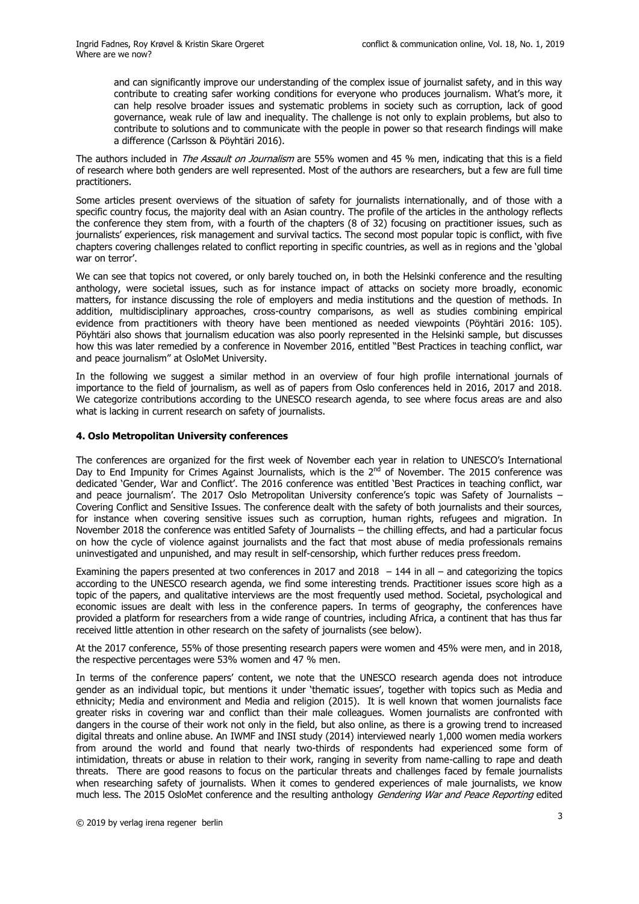> and can significantly improve our understanding of the complex issue of journalist safety, and in this way contribute to creating safer working conditions for everyone who produces journalism. What's more, it can help resolve broader issues and systematic problems in society such as corruption, lack of good governance, weak rule of law and inequality. The challenge is not only to explain problems, but also to contribute to solutions and to communicate with the people in power so that research findings will make a difference (Carlsson & Pöyhtäri 2016).

The authors included in *The Assault on Journalism* are 55% women and 45 % men, indicating that this is a field of research where both genders are well represented. Most of the authors are researchers, but a few are full time practitioners.

Some articles present overviews of the situation of safety for journalists internationally, and of those with a specific country focus, the majority deal with an Asian country. The profile of the articles in the anthology reflects the conference they stem from, with a fourth of the chapters (8 of 32) focusing on practitioner issues, such as journalists' experiences, risk management and survival tactics. The second most popular topic is conflict, with five chapters covering challenges related to conflict reporting in specific countries, as well as in regions and the 'global war on terror'.

We can see that topics not covered, or only barely touched on, in both the Helsinki conference and the resulting anthology, were societal issues, such as for instance impact of attacks on society more broadly, economic matters, for instance discussing the role of employers and media institutions and the question of methods. In addition, multidisciplinary approaches, cross-country comparisons, as well as studies combining empirical evidence from practitioners with theory have been mentioned as needed viewpoints (Pöyhtäri 2016: 105). Pöyhtäri also shows that journalism education was also poorly represented in the Helsinki sample, but discusses how this was later remedied by a conference in November 2016, entitled "Best Practices in teaching conflict, war and peace journalism" at OsloMet University.

In the following we suggest a similar method in an overview of four high profile international journals of importance to the field of journalism, as well as of papers from Oslo conferences held in 2016, 2017 and 2018. We categorize contributions according to the UNESCO research agenda, to see where focus areas are and also what is lacking in current research on safety of journalists.

## 4. Oslo Metropolitan University conferences

The conferences are organized for the first week of November each year in relation to UNESCO's International Day to End Impunity for Crimes Against Journalists, which is the 2nd of November. The 2015 conference was dedicated 'Gender, War and Conflict'. The 2016 conference was entitled 'Best Practices in teaching conflict, war and peace journalism'. The 2017 Oslo Metropolitan University conference's topic was Safety of Journalists – Covering Conflict and Sensitive Issues. The conference dealt with the safety of both journalists and their sources, for instance when covering sensitive issues such as corruption, human rights, refugees and migration. In November 2018 the conference was entitled Safety of Journalists – the chilling effects, and had a particular focus on how the cycle of violence against journalists and the fact that most abuse of media professionals remains uninvestigated and unpunished, and may result in self-censorship, which further reduces press freedom.

Examining the papers presented at two conferences in 2017 and 2018 – 144 in all – and categorizing the topics according to the UNESCO research agenda, we find some interesting trends. Practitioner issues score high as a topic of the papers, and qualitative interviews are the most frequently used method. Societal, psychological and economic issues are dealt with less in the conference papers. In terms of geography, the conferences have provided a platform for researchers from a wide range of countries, including Africa, a continent that has thus far received little attention in other research on the safety of journalists (see below).

At the 2017 conference, 55% of those presenting research papers were women and 45% were men, and in 2018, the respective percentages were 53% women and 47 % men.

In terms of the conference papers' content, we note that the UNESCO research agenda does not introduce gender as an individual topic, but mentions it under 'thematic issues', together with topics such as Media and ethnicity; Media and environment and Media and religion (2015). It is well known that women journalists face greater risks in covering war and conflict than their male colleagues. Women journalists are confronted with dangers in the course of their work not only in the field, but also online, as there is a growing trend to increased digital threats and online abuse. An IWMF and INSI study (2014) interviewed nearly 1,000 women media workers from around the world and found that nearly two-thirds of respondents had experienced some form of intimidation, threats or abuse in relation to their work, ranging in severity from name-calling to rape and death threats. There are good reasons to focus on the particular threats and challenges faced by female journalists when researching safety of journalists. When it comes to gendered experiences of male journalists, we know much less. The 2015 OsloMet conference and the resulting anthology *Gendering War and Peace Reporting* edited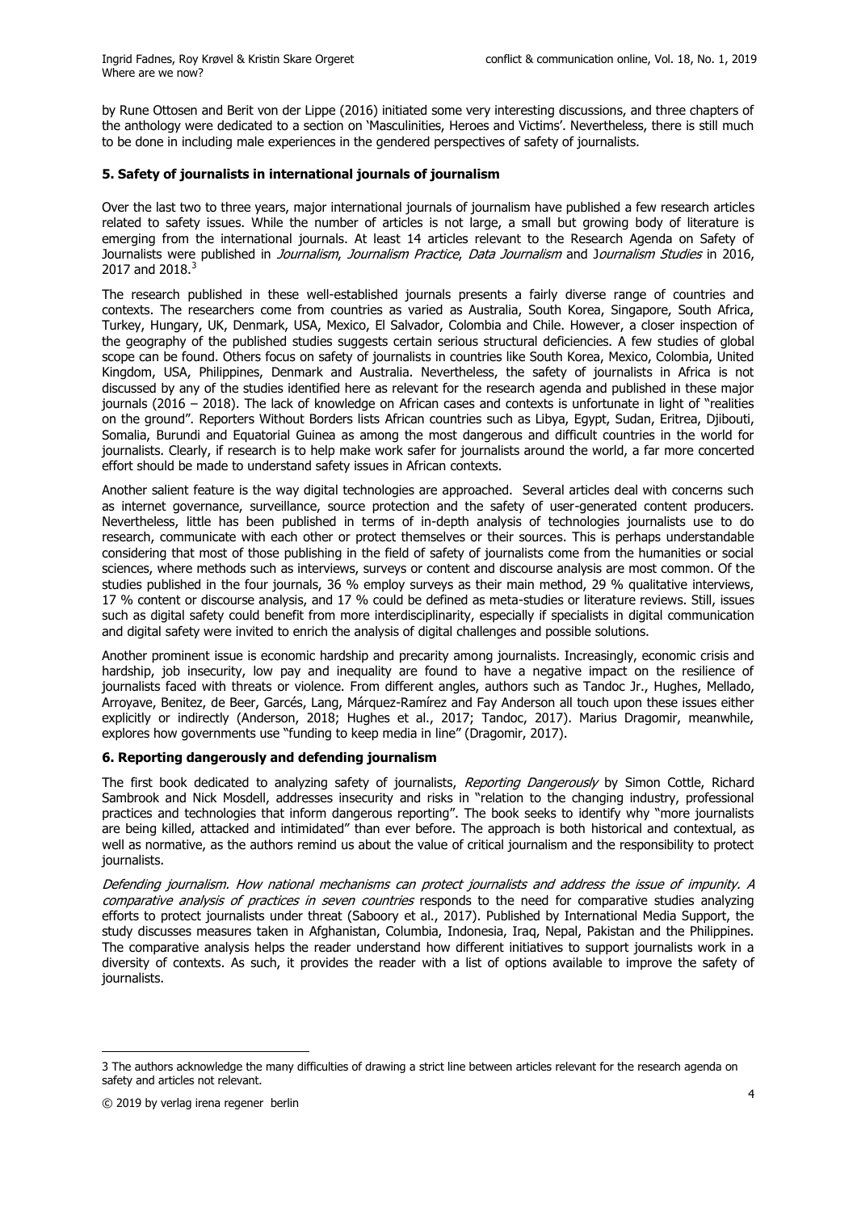by Rune Ottosen and Berit von der Lippe (2016) initiated some very interesting discussions, and three chapters of the anthology were dedicated to a section on 'Masculinities, Heroes and Victims'. Nevertheless, there is still much to be done in including male experiences in the gendered perspectives of safety of journalists.

## 5. Safety of journalists in international journals of journalism

Over the last two to three years, major international journals of journalism have published a few research articles related to safety issues. While the number of articles is not large, a small but growing body of literature is emerging from the international journals. At least 14 articles relevant to the Research Agenda on Safety of Journalists were published in *Journalism*, *Journalism Practice*, *Data Journalism* and J*ournalism Studies* in 2016, 2017 and 2018.[3]

The research published in these well-established journals presents a fairly diverse range of countries and contexts. The researchers come from countries as varied as Australia, South Korea, Singapore, South Africa, Turkey, Hungary, UK, Denmark, USA, Mexico, El Salvador, Colombia and Chile. However, a closer inspection of the geography of the published studies suggests certain serious structural deficiencies. A few studies of global scope can be found. Others focus on safety of journalists in countries like South Korea, Mexico, Colombia, United Kingdom, USA, Philippines, Denmark and Australia. Nevertheless, the safety of journalists in Africa is not discussed by any of the studies identified here as relevant for the research agenda and published in these major journals (2016 – 2018). The lack of knowledge on African cases and contexts is unfortunate in light of "realities on the ground". Reporters Without Borders lists African countries such as Libya, Egypt, Sudan, Eritrea, Djibouti, Somalia, Burundi and Equatorial Guinea as among the most dangerous and difficult countries in the world for journalists. Clearly, if research is to help make work safer for journalists around the world, a far more concerted effort should be made to understand safety issues in African contexts.

Another salient feature is the way digital technologies are approached. Several articles deal with concerns such as internet governance, surveillance, source protection and the safety of user-generated content producers. Nevertheless, little has been published in terms of in-depth analysis of technologies journalists use to do research, communicate with each other or protect themselves or their sources. This is perhaps understandable considering that most of those publishing in the field of safety of journalists come from the humanities or social sciences, where methods such as interviews, surveys or content and discourse analysis are most common. Of the studies published in the four journals, 36 % employ surveys as their main method, 29 % qualitative interviews, 17 % content or discourse analysis, and 17 % could be defined as meta-studies or literature reviews. Still, issues such as digital safety could benefit from more interdisciplinarity, especially if specialists in digital communication and digital safety were invited to enrich the analysis of digital challenges and possible solutions.

Another prominent issue is economic hardship and precarity among journalists. Increasingly, economic crisis and hardship, job insecurity, low pay and inequality are found to have a negative impact on the resilience of journalists faced with threats or violence. From different angles, authors such as Tandoc Jr., Hughes, Mellado, Arroyave, Benitez, de Beer, Garcés, Lang, Márquez-Ramírez and Fay Anderson all touch upon these issues either explicitly or indirectly (Anderson, 2018; Hughes et al., 2017; Tandoc, 2017). Marius Dragomir, meanwhile, explores how governments use "funding to keep media in line" (Dragomir, 2017).

## 6. Reporting dangerously and defending journalism

The first book dedicated to analyzing safety of journalists, *Reporting Dangerously* by Simon Cottle, Richard Sambrook and Nick Mosdell, addresses insecurity and risks in "relation to the changing industry, professional practices and technologies that inform dangerous reporting". The book seeks to identify why "more journalists are being killed, attacked and intimidated" than ever before. The approach is both historical and contextual, as well as normative, as the authors remind us about the value of critical journalism and the responsibility to protect journalists.

*Defending journalism. How national mechanisms can protect journalists and address the issue of impunity. A comparative analysis of practices in seven countries* responds to the need for comparative studies analyzing efforts to protect journalists under threat (Saboory et al., 2017). Published by International Media Support, the study discusses measures taken in Afghanistan, Columbia, Indonesia, Iraq, Nepal, Pakistan and the Philippines. The comparative analysis helps the reader understand how different initiatives to support journalists work in a diversity of contexts. As such, it provides the reader with a list of options available to improve the safety of journalists.

---

3 The authors acknowledge the many difficulties of drawing a strict line between articles relevant for the research agenda on safety and articles not relevant.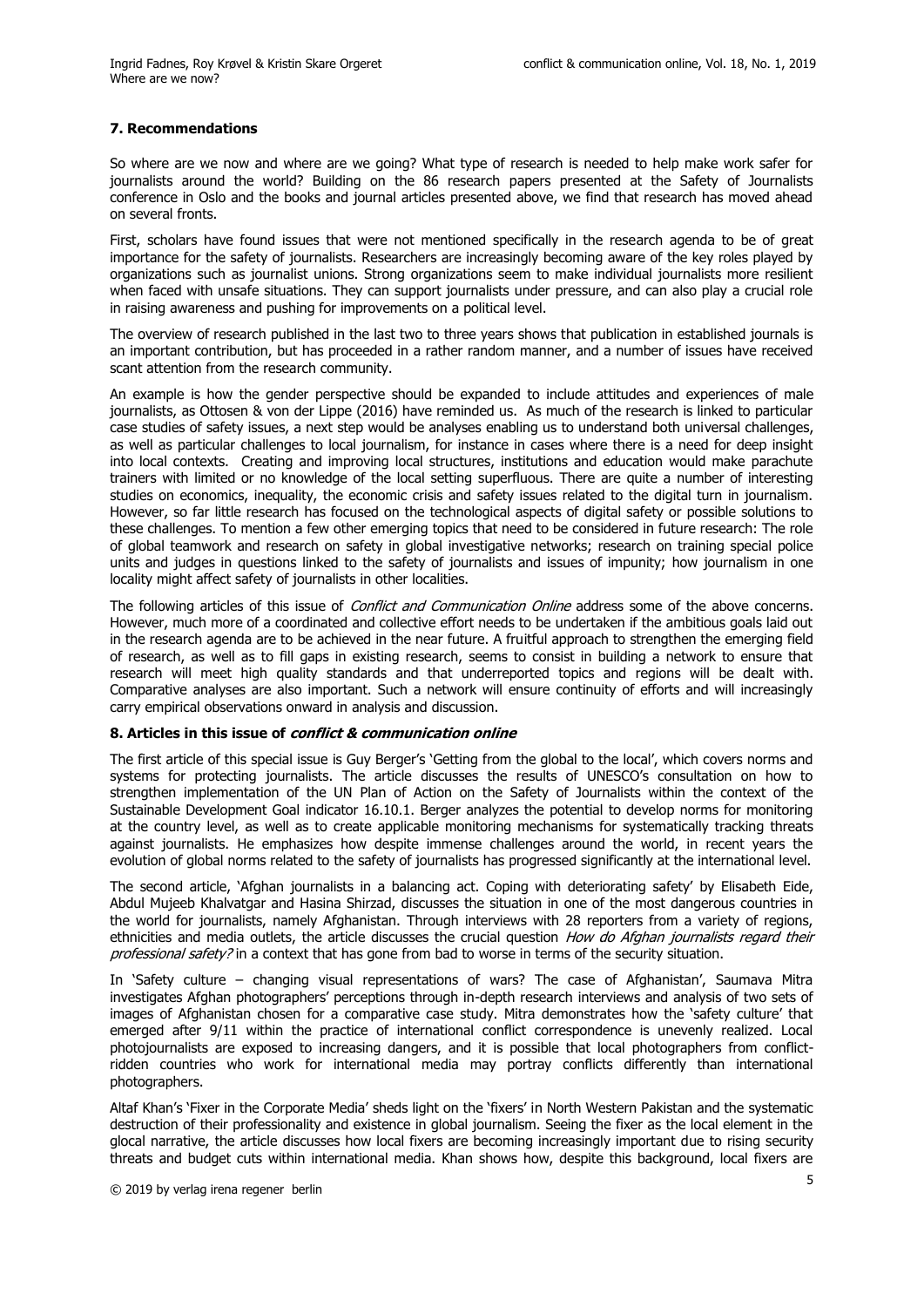## 7. Recommendations

So where are we now and where are we going? What type of research is needed to help make work safer for journalists around the world? Building on the 86 research papers presented at the Safety of Journalists conference in Oslo and the books and journal articles presented above, we find that research has moved ahead on several fronts.

First, scholars have found issues that were not mentioned specifically in the research agenda to be of great importance for the safety of journalists. Researchers are increasingly becoming aware of the key roles played by organizations such as journalist unions. Strong organizations seem to make individual journalists more resilient when faced with unsafe situations. They can support journalists under pressure, and can also play a crucial role in raising awareness and pushing for improvements on a political level.

The overview of research published in the last two to three years shows that publication in established journals is an important contribution, but has proceeded in a rather random manner, and a number of issues have received scant attention from the research community.

An example is how the gender perspective should be expanded to include attitudes and experiences of male journalists, as Ottosen & von der Lippe (2016) have reminded us. As much of the research is linked to particular case studies of safety issues, a next step would be analyses enabling us to understand both universal challenges, as well as particular challenges to local journalism, for instance in cases where there is a need for deep insight into local contexts. Creating and improving local structures, institutions and education would make parachute trainers with limited or no knowledge of the local setting superfluous. There are quite a number of interesting studies on economics, inequality, the economic crisis and safety issues related to the digital turn in journalism. However, so far little research has focused on the technological aspects of digital safety or possible solutions to these challenges. To mention a few other emerging topics that need to be considered in future research: The role of global teamwork and research on safety in global investigative networks; research on training special police units and judges in questions linked to the safety of journalists and issues of impunity; how journalism in one locality might affect safety of journalists in other localities.

The following articles of this issue of *Conflict and Communication Online* address some of the above concerns. However, much more of a coordinated and collective effort needs to be undertaken if the ambitious goals laid out in the research agenda are to be achieved in the near future. A fruitful approach to strengthen the emerging field of research, as well as to fill gaps in existing research, seems to consist in building a network to ensure that research will meet high quality standards and that underreported topics and regions will be dealt with. Comparative analyses are also important. Such a network will ensure continuity of efforts and will increasingly carry empirical observations onward in analysis and discussion.

## 8. Articles in this issue of *conflict & communication online*

The first article of this special issue is Guy Berger's 'Getting from the global to the local', which covers norms and systems for protecting journalists. The article discusses the results of UNESCO's consultation on how to strengthen implementation of the UN Plan of Action on the Safety of Journalists within the context of the Sustainable Development Goal indicator 16.10.1. Berger analyzes the potential to develop norms for monitoring at the country level, as well as to create applicable monitoring mechanisms for systematically tracking threats against journalists. He emphasizes how despite immense challenges around the world, in recent years the evolution of global norms related to the safety of journalists has progressed significantly at the international level.

The second article, 'Afghan journalists in a balancing act. Coping with deteriorating safety' by Elisabeth Eide, Abdul Mujeeb Khalvatgar and Hasina Shirzad, discusses the situation in one of the most dangerous countries in the world for journalists, namely Afghanistan. Through interviews with 28 reporters from a variety of regions, ethnicities and media outlets, the article discusses the crucial question *How do Afghan journalists regard their professional safety?* in a context that has gone from bad to worse in terms of the security situation.

In 'Safety culture – changing visual representations of wars? The case of Afghanistan', Saumava Mitra investigates Afghan photographers' perceptions through in-depth research interviews and analysis of two sets of images of Afghanistan chosen for a comparative case study. Mitra demonstrates how the 'safety culture' that emerged after 9/11 within the practice of international conflict correspondence is unevenly realized. Local photojournalists are exposed to increasing dangers, and it is possible that local photographers from conflict-ridden countries who work for international media may portray conflicts differently than international photographers.

Altaf Khan's 'Fixer in the Corporate Media' sheds light on the 'fixers' in North Western Pakistan and the systematic destruction of their professionality and existence in global journalism. Seeing the fixer as the local element in the glocal narrative, the article discusses how local fixers are becoming increasingly important due to rising security threats and budget cuts within international media. Khan shows how, despite this background, local fixers are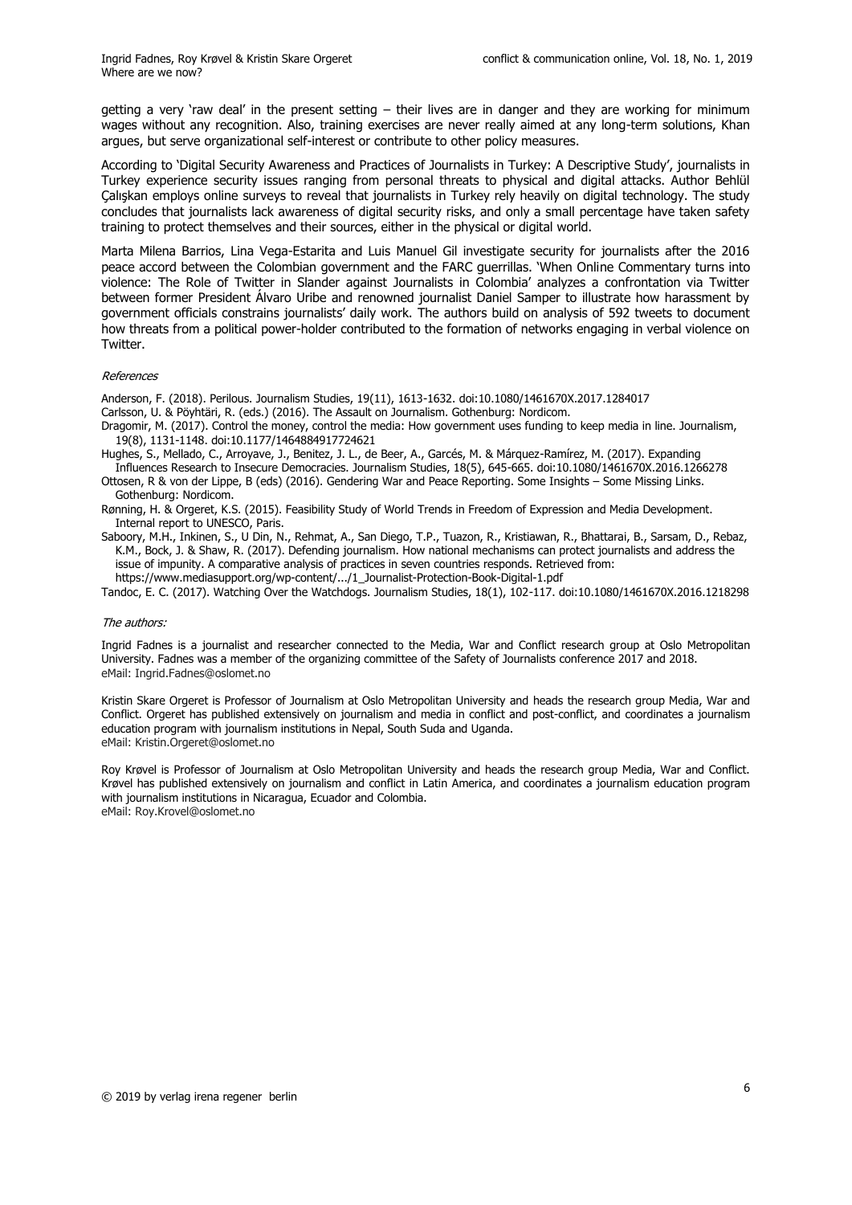getting a very 'raw deal' in the present setting – their lives are in danger and they are working for minimum wages without any recognition. Also, training exercises are never really aimed at any long-term solutions, Khan argues, but serve organizational self-interest or contribute to other policy measures.

According to 'Digital Security Awareness and Practices of Journalists in Turkey: A Descriptive Study', journalists in Turkey experience security issues ranging from personal threats to physical and digital attacks. Author Behlül Çalışkan employs online surveys to reveal that journalists in Turkey rely heavily on digital technology. The study concludes that journalists lack awareness of digital security risks, and only a small percentage have taken safety training to protect themselves and their sources, either in the physical or digital world.

Marta Milena Barrios, Lina Vega-Estarita and Luis Manuel Gil investigate security for journalists after the 2016 peace accord between the Colombian government and the FARC guerrillas. 'When Online Commentary turns into violence: The Role of Twitter in Slander against Journalists in Colombia' analyzes a confrontation via Twitter between former President Álvaro Uribe and renowned journalist Daniel Samper to illustrate how harassment by government officials constrains journalists' daily work. The authors build on analysis of 592 tweets to document how threats from a political power-holder contributed to the formation of networks engaging in verbal violence on Twitter.

*References*

Anderson, F. (2018). Perilous. Journalism Studies, 19(11), 1613-1632. doi:10.1080/1461670X.2017.1284017

Carlsson, U. & Pöyhtäri, R. (eds.) (2016). The Assault on Journalism. Gothenburg: Nordicom.

Dragomir, M. (2017). Control the money, control the media: How government uses funding to keep media in line. Journalism, 19(8), 1131-1148. doi:10.1177/1464884917724621

Hughes, S., Mellado, C., Arroyave, J., Benitez, J. L., de Beer, A., Garcés, M. & Márquez-Ramírez, M. (2017). Expanding Influences Research to Insecure Democracies. Journalism Studies, 18(5), 645-665. doi:10.1080/1461670X.2016.1266278

Ottosen, R & von der Lippe, B (eds) (2016). Gendering War and Peace Reporting. Some Insights – Some Missing Links. Gothenburg: Nordicom.

Rønning, H. & Orgeret, K.S. (2015). Feasibility Study of World Trends in Freedom of Expression and Media Development. Internal report to UNESCO, Paris.

Saboory, M.H., Inkinen, S., U Din, N., Rehmat, A., San Diego, T.P., Tuazon, R., Kristiawan, R., Bhattarai, B., Sarsam, D., Rebaz, K.M., Bock, J. & Shaw, R. (2017). Defending journalism. How national mechanisms can protect journalists and address the issue of impunity. A comparative analysis of practices in seven countries responds. Retrieved from: https://www.mediasupport.org/wp-content/.../1_Journalist-Protection-Book-Digital-1.pdf

Tandoc, E. C. (2017). Watching Over the Watchdogs. Journalism Studies, 18(1), 102-117. doi:10.1080/1461670X.2016.1218298

*The authors:*

Ingrid Fadnes is a journalist and researcher connected to the Media, War and Conflict research group at Oslo Metropolitan University. Fadnes was a member of the organizing committee of the Safety of Journalists conference 2017 and 2018.
eMail: Ingrid.Fadnes@oslomet.no

Kristin Skare Orgeret is Professor of Journalism at Oslo Metropolitan University and heads the research group Media, War and Conflict. Orgeret has published extensively on journalism and media in conflict and post-conflict, and coordinates a journalism education program with journalism institutions in Nepal, South Suda and Uganda.
eMail: Kristin.Orgeret@oslomet.no

Roy Krøvel is Professor of Journalism at Oslo Metropolitan University and heads the research group Media, War and Conflict. Krøvel has published extensively on journalism and conflict in Latin America, and coordinates a journalism education program with journalism institutions in Nicaragua, Ecuador and Colombia.
eMail: Roy.Krovel@oslomet.no

© 2019 by verlag irena regener berlin